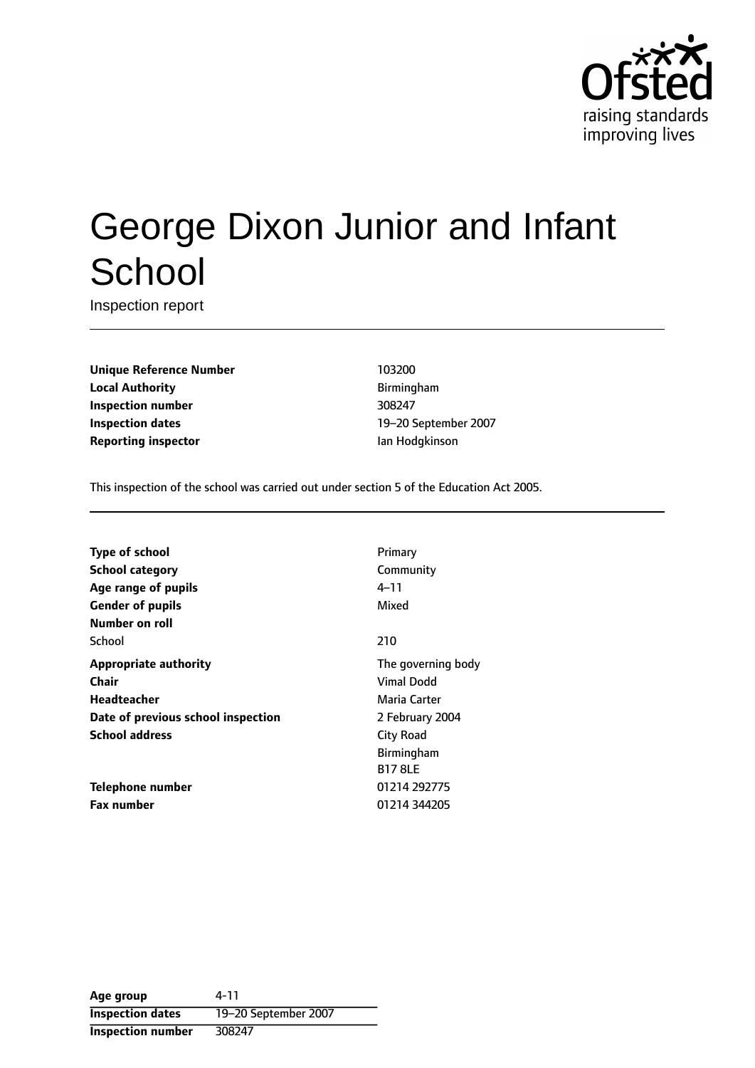Ofsted
raising standards
improving lives

# George Dixon Junior and Infant School

Inspection report

| | |
|---|---|
| **Unique Reference Number** | 103200 |
| **Local Authority** | Birmingham |
| **Inspection number** | 308247 |
| **Inspection dates** | 19–20 September 2007 |
| **Reporting inspector** | Ian Hodgkinson |

This inspection of the school was carried out under section 5 of the Education Act 2005.

| | |
|---|---|
| **Type of school** | Primary |
| **School category** | Community |
| **Age range of pupils** | 4–11 |
| **Gender of pupils** | Mixed |
| **Number on roll** | |
| School | 210 |
| **Appropriate authority** | The governing body |
| **Chair** | Vimal Dodd |
| **Headteacher** | Maria Carter |
| **Date of previous school inspection** | 2 February 2004 |
| **School address** | City Road<br>Birmingham<br>B17 8LE |
| **Telephone number** | 01214 292775 |
| **Fax number** | 01214 344205 |

| | |
|---|---|
| **Age group** | 4-11 |
| **Inspection dates** | 19–20 September 2007 |
| **Inspection number** | 308247 |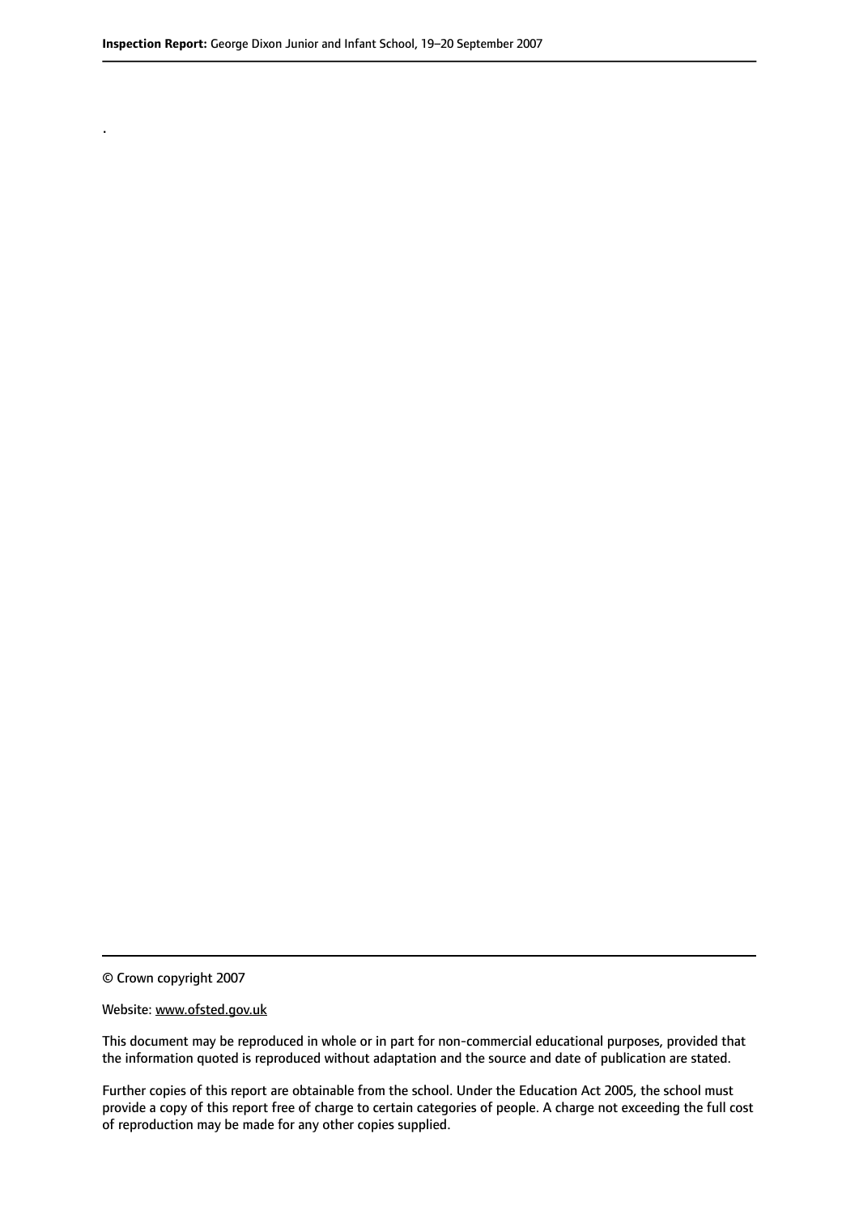.

© Crown copyright 2007

Website: www.ofsted.gov.uk

This document may be reproduced in whole or in part for non-commercial educational purposes, provided that the information quoted is reproduced without adaptation and the source and date of publication are stated.

Further copies of this report are obtainable from the school. Under the Education Act 2005, the school must provide a copy of this report free of charge to certain categories of people. A charge not exceeding the full cost of reproduction may be made for any other copies supplied.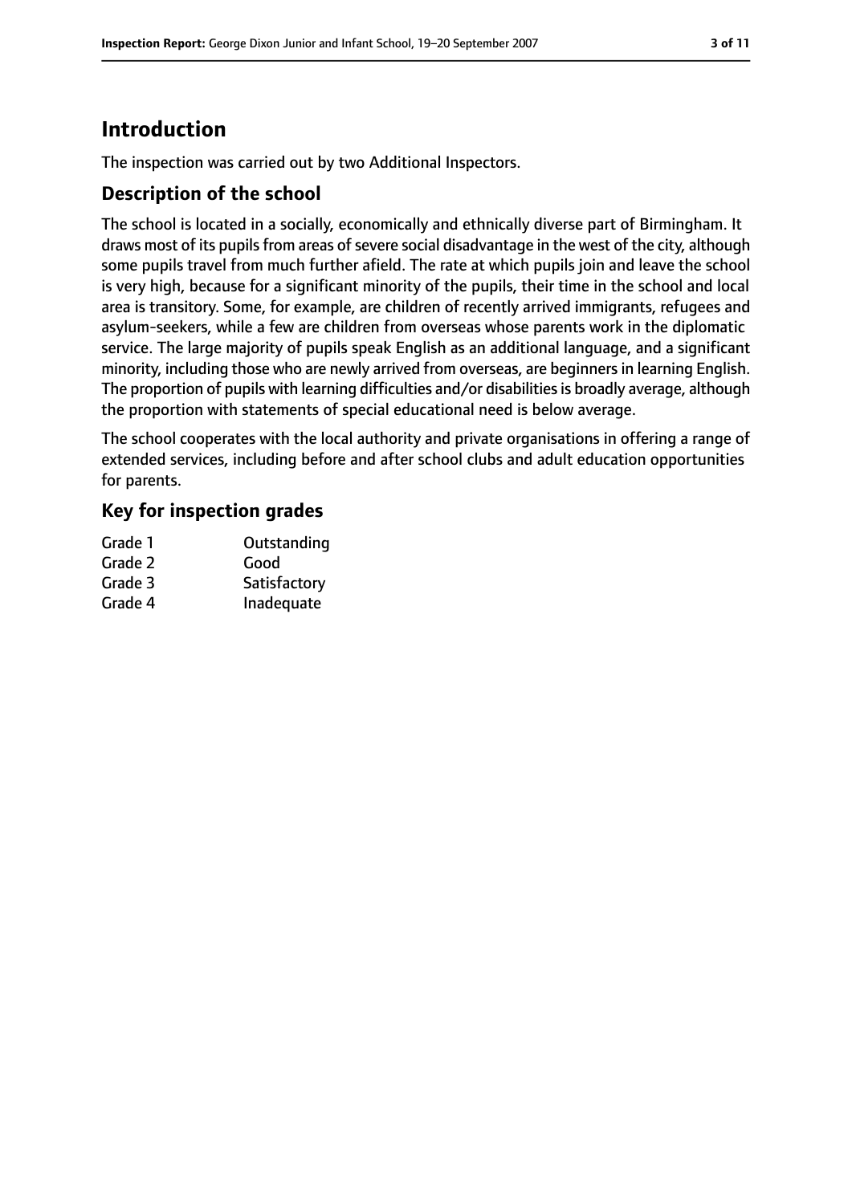# Introduction

The inspection was carried out by two Additional Inspectors.

## Description of the school

The school is located in a socially, economically and ethnically diverse part of Birmingham. It draws most of its pupils from areas of severe social disadvantage in the west of the city, although some pupils travel from much further afield. The rate at which pupils join and leave the school is very high, because for a significant minority of the pupils, their time in the school and local area is transitory. Some, for example, are children of recently arrived immigrants, refugees and asylum-seekers, while a few are children from overseas whose parents work in the diplomatic service. The large majority of pupils speak English as an additional language, and a significant minority, including those who are newly arrived from overseas, are beginners in learning English. The proportion of pupils with learning difficulties and/or disabilities is broadly average, although the proportion with statements of special educational need is below average.

The school cooperates with the local authority and private organisations in offering a range of extended services, including before and after school clubs and adult education opportunities for parents.

## Key for inspection grades

| | |
|---|---|
| Grade 1 | Outstanding |
| Grade 2 | Good |
| Grade 3 | Satisfactory |
| Grade 4 | Inadequate |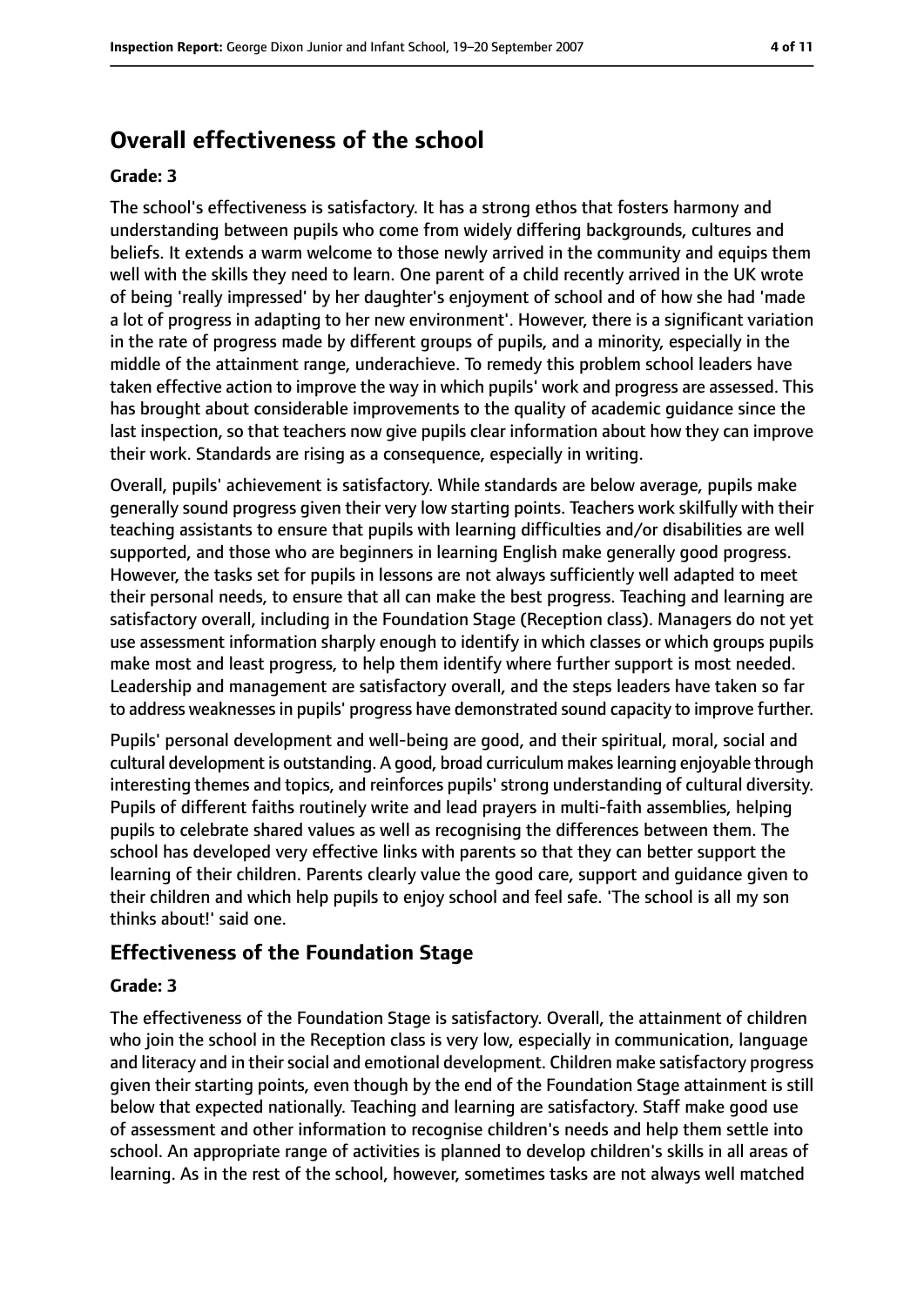# Overall effectiveness of the school

**Grade: 3**

The school's effectiveness is satisfactory. It has a strong ethos that fosters harmony and understanding between pupils who come from widely differing backgrounds, cultures and beliefs. It extends a warm welcome to those newly arrived in the community and equips them well with the skills they need to learn. One parent of a child recently arrived in the UK wrote of being 'really impressed' by her daughter's enjoyment of school and of how she had 'made a lot of progress in adapting to her new environment'. However, there is a significant variation in the rate of progress made by different groups of pupils, and a minority, especially in the middle of the attainment range, underachieve. To remedy this problem school leaders have taken effective action to improve the way in which pupils' work and progress are assessed. This has brought about considerable improvements to the quality of academic guidance since the last inspection, so that teachers now give pupils clear information about how they can improve their work. Standards are rising as a consequence, especially in writing.

Overall, pupils' achievement is satisfactory. While standards are below average, pupils make generally sound progress given their very low starting points. Teachers work skilfully with their teaching assistants to ensure that pupils with learning difficulties and/or disabilities are well supported, and those who are beginners in learning English make generally good progress. However, the tasks set for pupils in lessons are not always sufficiently well adapted to meet their personal needs, to ensure that all can make the best progress. Teaching and learning are satisfactory overall, including in the Foundation Stage (Reception class). Managers do not yet use assessment information sharply enough to identify in which classes or which groups pupils make most and least progress, to help them identify where further support is most needed. Leadership and management are satisfactory overall, and the steps leaders have taken so far to address weaknesses in pupils' progress have demonstrated sound capacity to improve further.

Pupils' personal development and well-being are good, and their spiritual, moral, social and cultural development is outstanding. A good, broad curriculum makes learning enjoyable through interesting themes and topics, and reinforces pupils' strong understanding of cultural diversity. Pupils of different faiths routinely write and lead prayers in multi-faith assemblies, helping pupils to celebrate shared values as well as recognising the differences between them. The school has developed very effective links with parents so that they can better support the learning of their children. Parents clearly value the good care, support and guidance given to their children and which help pupils to enjoy school and feel safe. 'The school is all my son thinks about!' said one.

## Effectiveness of the Foundation Stage

**Grade: 3**

The effectiveness of the Foundation Stage is satisfactory. Overall, the attainment of children who join the school in the Reception class is very low, especially in communication, language and literacy and in their social and emotional development. Children make satisfactory progress given their starting points, even though by the end of the Foundation Stage attainment is still below that expected nationally. Teaching and learning are satisfactory. Staff make good use of assessment and other information to recognise children's needs and help them settle into school. An appropriate range of activities is planned to develop children's skills in all areas of learning. As in the rest of the school, however, sometimes tasks are not always well matched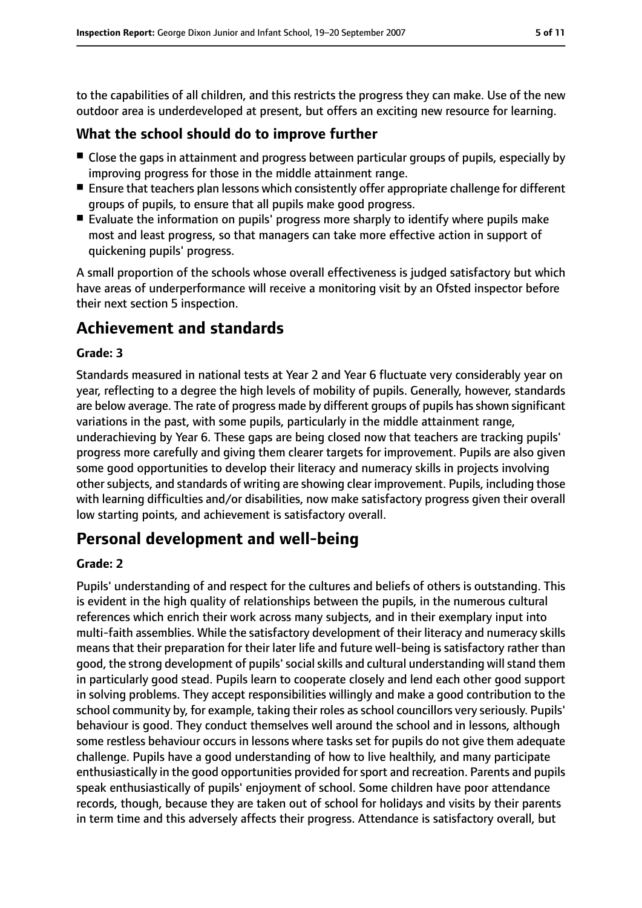to the capabilities of all children, and this restricts the progress they can make. Use of the new outdoor area is underdeveloped at present, but offers an exciting new resource for learning.

### What the school should do to improve further

- Close the gaps in attainment and progress between particular groups of pupils, especially by improving progress for those in the middle attainment range.
- Ensure that teachers plan lessons which consistently offer appropriate challenge for different groups of pupils, to ensure that all pupils make good progress.
- Evaluate the information on pupils' progress more sharply to identify where pupils make most and least progress, so that managers can take more effective action in support of quickening pupils' progress.

A small proportion of the schools whose overall effectiveness is judged satisfactory but which have areas of underperformance will receive a monitoring visit by an Ofsted inspector before their next section 5 inspection.

## Achievement and standards

#### Grade: 3

Standards measured in national tests at Year 2 and Year 6 fluctuate very considerably year on year, reflecting to a degree the high levels of mobility of pupils. Generally, however, standards are below average. The rate of progress made by different groups of pupils has shown significant variations in the past, with some pupils, particularly in the middle attainment range, underachieving by Year 6. These gaps are being closed now that teachers are tracking pupils' progress more carefully and giving them clearer targets for improvement. Pupils are also given some good opportunities to develop their literacy and numeracy skills in projects involving other subjects, and standards of writing are showing clear improvement. Pupils, including those with learning difficulties and/or disabilities, now make satisfactory progress given their overall low starting points, and achievement is satisfactory overall.

## Personal development and well-being

#### Grade: 2

Pupils' understanding of and respect for the cultures and beliefs of others is outstanding. This is evident in the high quality of relationships between the pupils, in the numerous cultural references which enrich their work across many subjects, and in their exemplary input into multi-faith assemblies. While the satisfactory development of their literacy and numeracy skills means that their preparation for their later life and future well-being is satisfactory rather than good, the strong development of pupils' social skills and cultural understanding will stand them in particularly good stead. Pupils learn to cooperate closely and lend each other good support in solving problems. They accept responsibilities willingly and make a good contribution to the school community by, for example, taking their roles as school councillors very seriously. Pupils' behaviour is good. They conduct themselves well around the school and in lessons, although some restless behaviour occurs in lessons where tasks set for pupils do not give them adequate challenge. Pupils have a good understanding of how to live healthily, and many participate enthusiastically in the good opportunities provided for sport and recreation. Parents and pupils speak enthusiastically of pupils' enjoyment of school. Some children have poor attendance records, though, because they are taken out of school for holidays and visits by their parents in term time and this adversely affects their progress. Attendance is satisfactory overall, but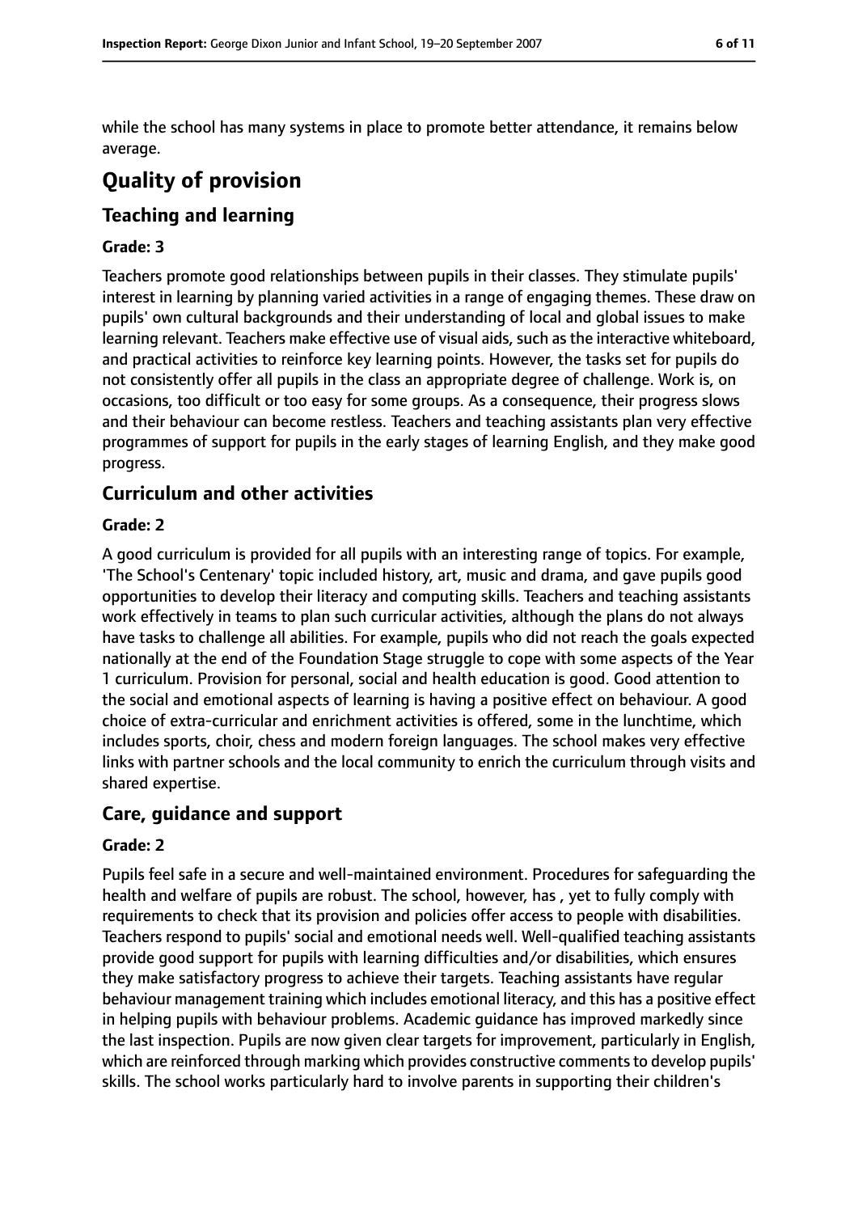while the school has many systems in place to promote better attendance, it remains below average.

# Quality of provision

## Teaching and learning

### Grade: 3

Teachers promote good relationships between pupils in their classes. They stimulate pupils' interest in learning by planning varied activities in a range of engaging themes. These draw on pupils' own cultural backgrounds and their understanding of local and global issues to make learning relevant. Teachers make effective use of visual aids, such as the interactive whiteboard, and practical activities to reinforce key learning points. However, the tasks set for pupils do not consistently offer all pupils in the class an appropriate degree of challenge. Work is, on occasions, too difficult or too easy for some groups. As a consequence, their progress slows and their behaviour can become restless. Teachers and teaching assistants plan very effective programmes of support for pupils in the early stages of learning English, and they make good progress.

## Curriculum and other activities

### Grade: 2

A good curriculum is provided for all pupils with an interesting range of topics. For example, 'The School's Centenary' topic included history, art, music and drama, and gave pupils good opportunities to develop their literacy and computing skills. Teachers and teaching assistants work effectively in teams to plan such curricular activities, although the plans do not always have tasks to challenge all abilities. For example, pupils who did not reach the goals expected nationally at the end of the Foundation Stage struggle to cope with some aspects of the Year 1 curriculum. Provision for personal, social and health education is good. Good attention to the social and emotional aspects of learning is having a positive effect on behaviour. A good choice of extra-curricular and enrichment activities is offered, some in the lunchtime, which includes sports, choir, chess and modern foreign languages. The school makes very effective links with partner schools and the local community to enrich the curriculum through visits and shared expertise.

## Care, guidance and support

### Grade: 2

Pupils feel safe in a secure and well-maintained environment. Procedures for safeguarding the health and welfare of pupils are robust. The school, however, has , yet to fully comply with requirements to check that its provision and policies offer access to people with disabilities. Teachers respond to pupils' social and emotional needs well. Well-qualified teaching assistants provide good support for pupils with learning difficulties and/or disabilities, which ensures they make satisfactory progress to achieve their targets. Teaching assistants have regular behaviour management training which includes emotional literacy, and this has a positive effect in helping pupils with behaviour problems. Academic guidance has improved markedly since the last inspection. Pupils are now given clear targets for improvement, particularly in English, which are reinforced through marking which provides constructive comments to develop pupils' skills. The school works particularly hard to involve parents in supporting their children's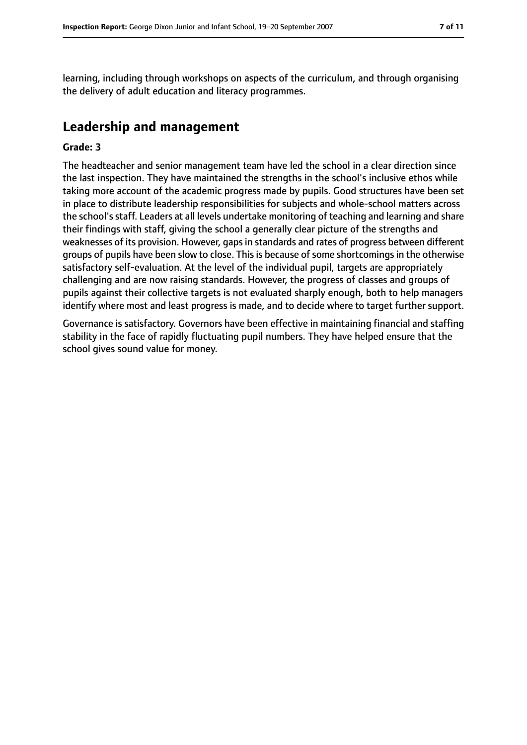learning, including through workshops on aspects of the curriculum, and through organising the delivery of adult education and literacy programmes.

## Leadership and management

**Grade: 3**

The headteacher and senior management team have led the school in a clear direction since the last inspection. They have maintained the strengths in the school's inclusive ethos while taking more account of the academic progress made by pupils. Good structures have been set in place to distribute leadership responsibilities for subjects and whole-school matters across the school's staff. Leaders at all levels undertake monitoring of teaching and learning and share their findings with staff, giving the school a generally clear picture of the strengths and weaknesses of its provision. However, gaps in standards and rates of progress between different groups of pupils have been slow to close. This is because of some shortcomings in the otherwise satisfactory self-evaluation. At the level of the individual pupil, targets are appropriately challenging and are now raising standards. However, the progress of classes and groups of pupils against their collective targets is not evaluated sharply enough, both to help managers identify where most and least progress is made, and to decide where to target further support.

Governance is satisfactory. Governors have been effective in maintaining financial and staffing stability in the face of rapidly fluctuating pupil numbers. They have helped ensure that the school gives sound value for money.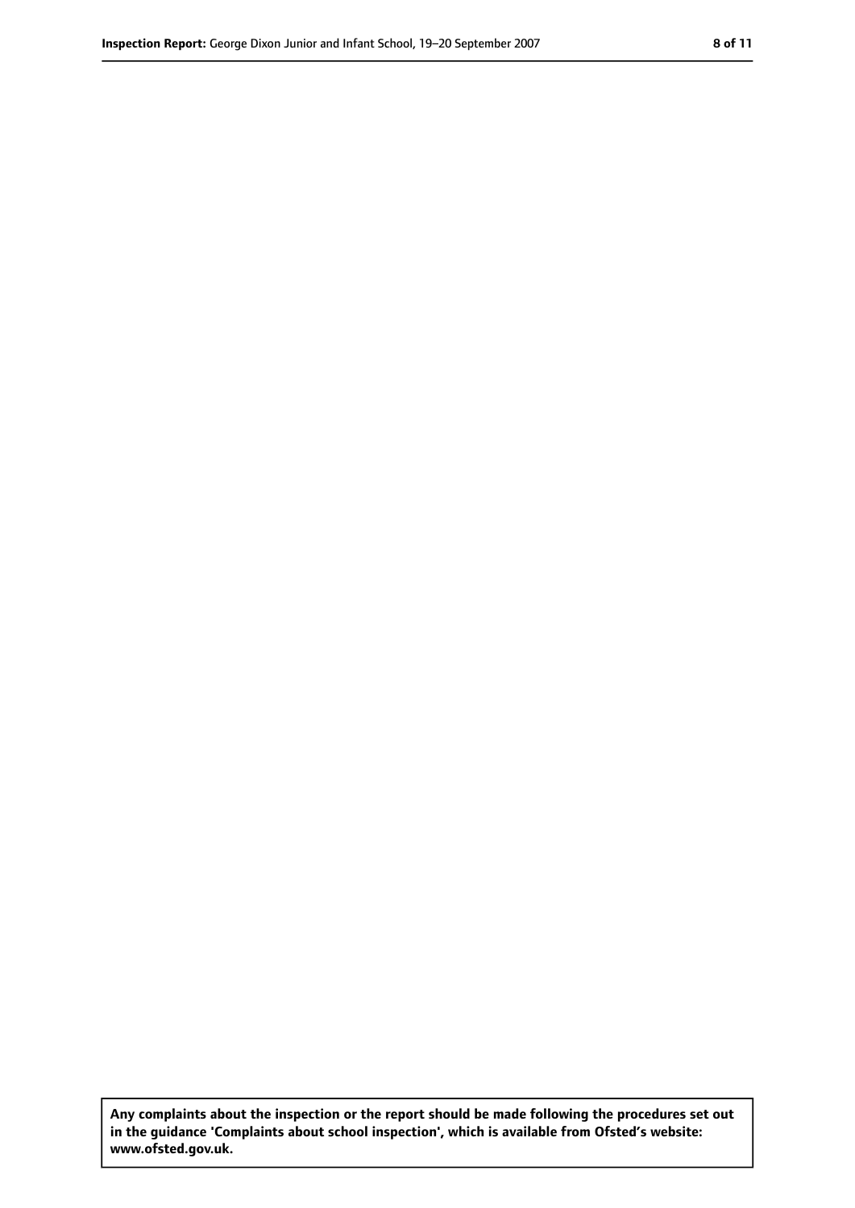**Any complaints about the inspection or the report should be made following the procedures set out in the guidance 'Complaints about school inspection', which is available from Ofsted's website: www.ofsted.gov.uk.**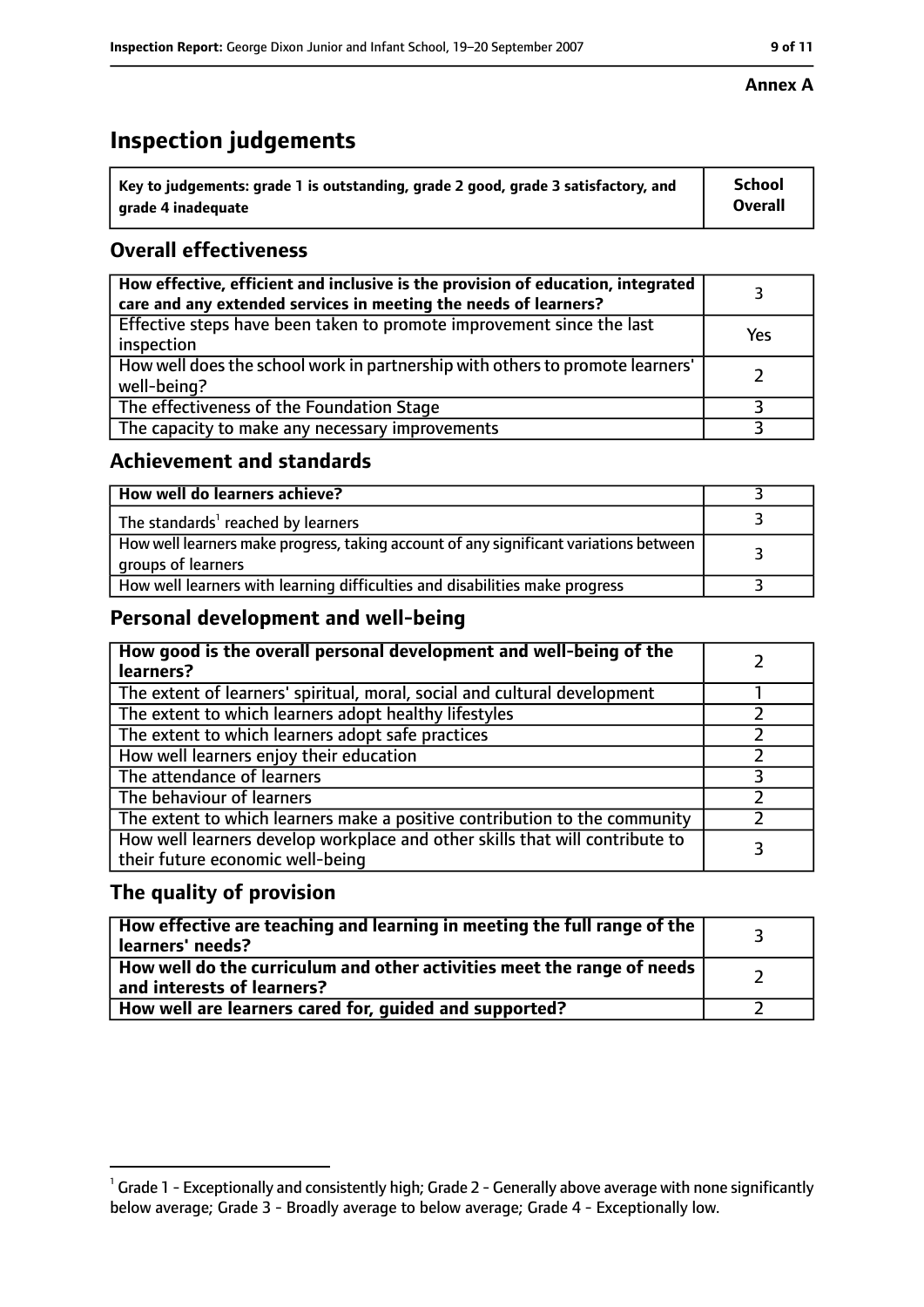**Annex A**

# Inspection judgements

| Key to judgements: grade 1 is outstanding, grade 2 good, grade 3 satisfactory, and grade 4 inadequate | School Overall |
|---|---|

## Overall effectiveness

| | |
|---|---|
| **How effective, efficient and inclusive is the provision of education, integrated care and any extended services in meeting the needs of learners?** | 3 |
| Effective steps have been taken to promote improvement since the last inspection | Yes |
| How well does the school work in partnership with others to promote learners' well-being? | 2 |
| The effectiveness of the Foundation Stage | 3 |
| The capacity to make any necessary improvements | 3 |

## Achievement and standards

| | |
|---|---|
| **How well do learners achieve?** | 3 |
| The standards[1] reached by learners | 3 |
| How well learners make progress, taking account of any significant variations between groups of learners | 3 |
| How well learners with learning difficulties and disabilities make progress | 3 |

## Personal development and well-being

| | |
|---|---|
| **How good is the overall personal development and well-being of the learners?** | 2 |
| The extent of learners' spiritual, moral, social and cultural development | 1 |
| The extent to which learners adopt healthy lifestyles | 2 |
| The extent to which learners adopt safe practices | 2 |
| How well learners enjoy their education | 2 |
| The attendance of learners | 3 |
| The behaviour of learners | 2 |
| The extent to which learners make a positive contribution to the community | 2 |
| How well learners develop workplace and other skills that will contribute to their future economic well-being | 3 |

## The quality of provision

| | |
|---|---|
| **How effective are teaching and learning in meeting the full range of the learners' needs?** | 3 |
| **How well do the curriculum and other activities meet the range of needs and interests of learners?** | 2 |
| **How well are learners cared for, guided and supported?** | 2 |

[1] Grade 1 - Exceptionally and consistently high; Grade 2 - Generally above average with none significantly below average; Grade 3 - Broadly average to below average; Grade 4 - Exceptionally low.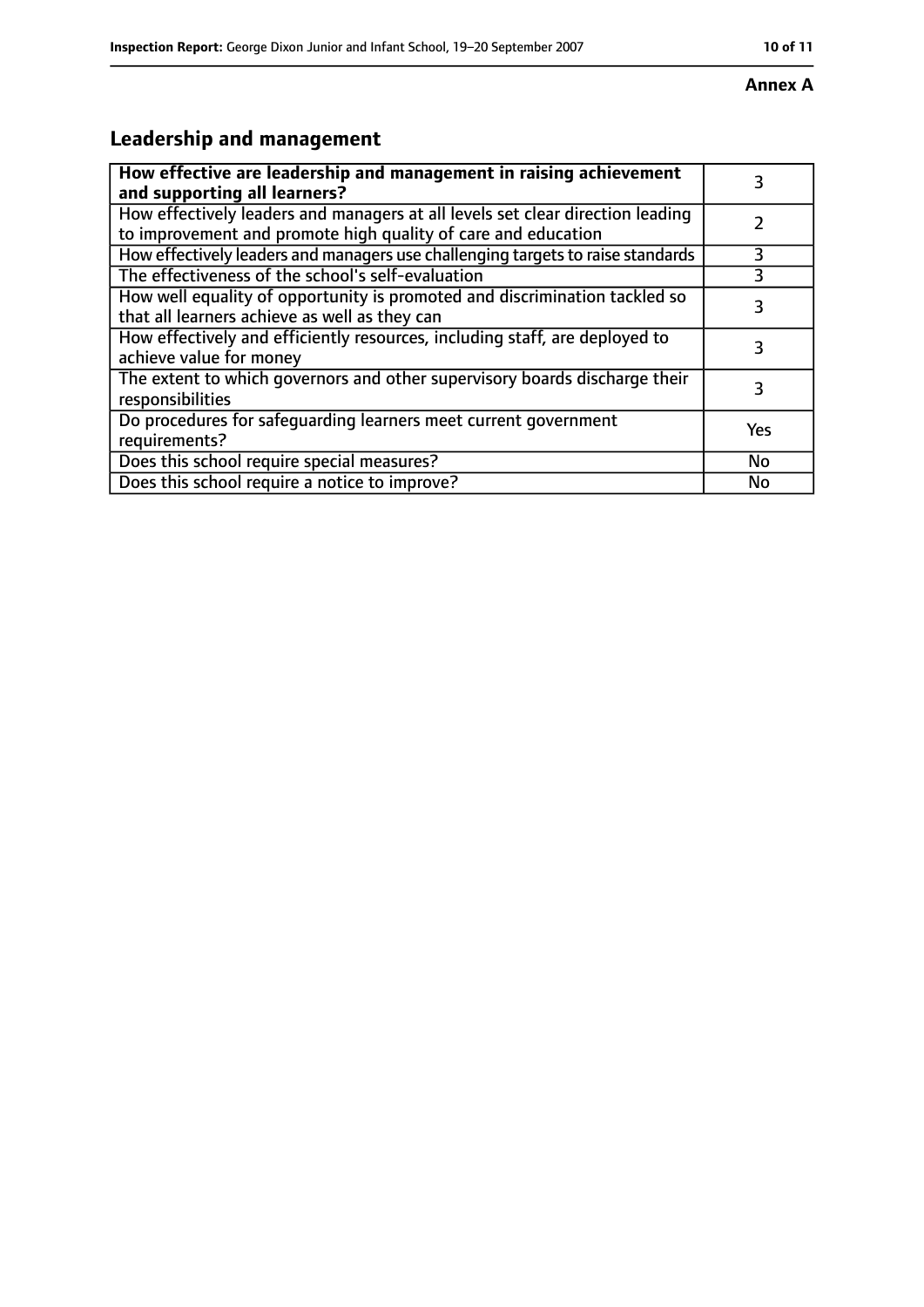**Annex A**

## Leadership and management

| How effective are leadership and management in raising achievement and supporting all learners? | 3 |
|---|---|
| How effectively leaders and managers at all levels set clear direction leading to improvement and promote high quality of care and education | 2 |
| How effectively leaders and managers use challenging targets to raise standards | 3 |
| The effectiveness of the school's self-evaluation | 3 |
| How well equality of opportunity is promoted and discrimination tackled so that all learners achieve as well as they can | 3 |
| How effectively and efficiently resources, including staff, are deployed to achieve value for money | 3 |
| The extent to which governors and other supervisory boards discharge their responsibilities | 3 |
| Do procedures for safeguarding learners meet current government requirements? | Yes |
| Does this school require special measures? | No |
| Does this school require a notice to improve? | No |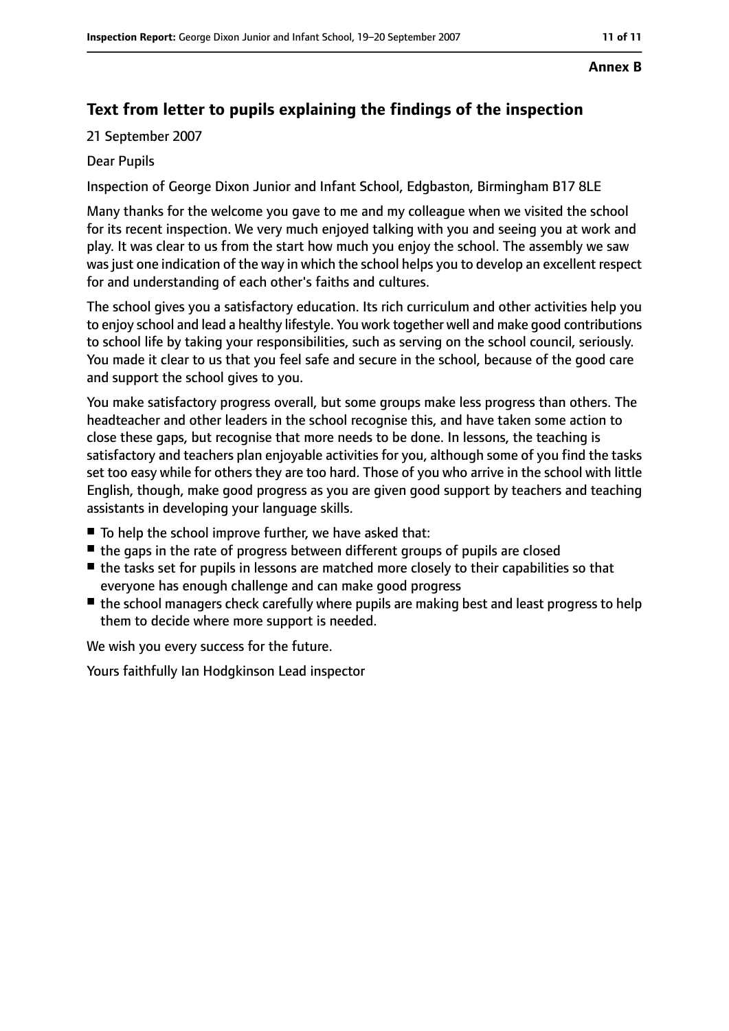**Annex B**

## Text from letter to pupils explaining the findings of the inspection

21 September 2007

Dear Pupils

Inspection of George Dixon Junior and Infant School, Edgbaston, Birmingham B17 8LE

Many thanks for the welcome you gave to me and my colleague when we visited the school for its recent inspection. We very much enjoyed talking with you and seeing you at work and play. It was clear to us from the start how much you enjoy the school. The assembly we saw was just one indication of the way in which the school helps you to develop an excellent respect for and understanding of each other's faiths and cultures.

The school gives you a satisfactory education. Its rich curriculum and other activities help you to enjoy school and lead a healthy lifestyle. You work together well and make good contributions to school life by taking your responsibilities, such as serving on the school council, seriously. You made it clear to us that you feel safe and secure in the school, because of the good care and support the school gives to you.

You make satisfactory progress overall, but some groups make less progress than others. The headteacher and other leaders in the school recognise this, and have taken some action to close these gaps, but recognise that more needs to be done. In lessons, the teaching is satisfactory and teachers plan enjoyable activities for you, although some of you find the tasks set too easy while for others they are too hard. Those of you who arrive in the school with little English, though, make good progress as you are given good support by teachers and teaching assistants in developing your language skills.

- To help the school improve further, we have asked that:
- the gaps in the rate of progress between different groups of pupils are closed
- the tasks set for pupils in lessons are matched more closely to their capabilities so that everyone has enough challenge and can make good progress
- the school managers check carefully where pupils are making best and least progress to help them to decide where more support is needed.

We wish you every success for the future.

Yours faithfully Ian Hodgkinson Lead inspector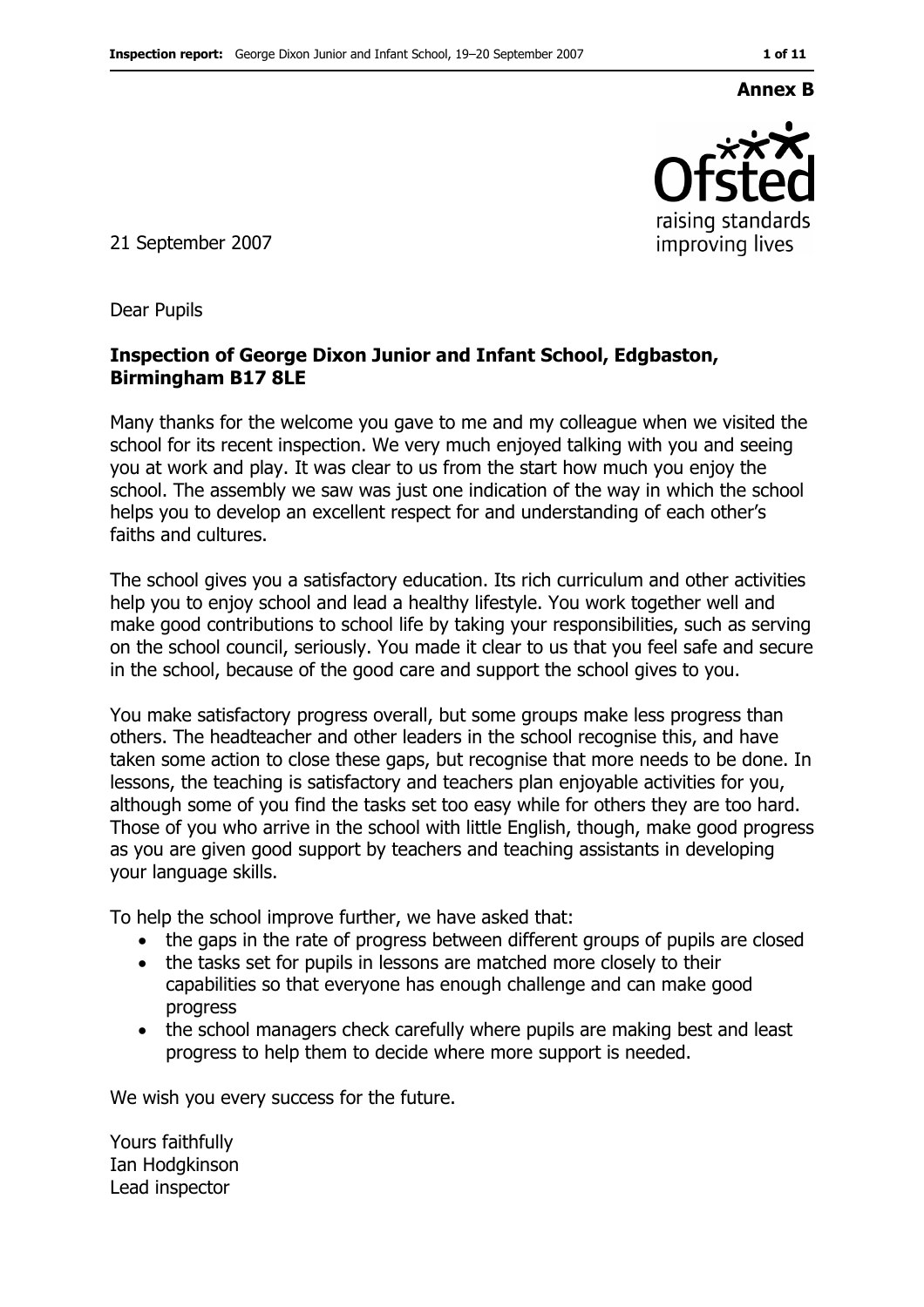**Annex B**

21 September 2007

Dear Pupils

**Inspection of George Dixon Junior and Infant School, Edgbaston, Birmingham B17 8LE**

Many thanks for the welcome you gave to me and my colleague when we visited the school for its recent inspection. We very much enjoyed talking with you and seeing you at work and play. It was clear to us from the start how much you enjoy the school. The assembly we saw was just one indication of the way in which the school helps you to develop an excellent respect for and understanding of each other's faiths and cultures.

The school gives you a satisfactory education. Its rich curriculum and other activities help you to enjoy school and lead a healthy lifestyle. You work together well and make good contributions to school life by taking your responsibilities, such as serving on the school council, seriously. You made it clear to us that you feel safe and secure in the school, because of the good care and support the school gives to you.

You make satisfactory progress overall, but some groups make less progress than others. The headteacher and other leaders in the school recognise this, and have taken some action to close these gaps, but recognise that more needs to be done. In lessons, the teaching is satisfactory and teachers plan enjoyable activities for you, although some of you find the tasks set too easy while for others they are too hard. Those of you who arrive in the school with little English, though, make good progress as you are given good support by teachers and teaching assistants in developing your language skills.

To help the school improve further, we have asked that:

- the gaps in the rate of progress between different groups of pupils are closed
- the tasks set for pupils in lessons are matched more closely to their capabilities so that everyone has enough challenge and can make good progress
- the school managers check carefully where pupils are making best and least progress to help them to decide where more support is needed.

We wish you every success for the future.

Yours faithfully
Ian Hodgkinson
Lead inspector